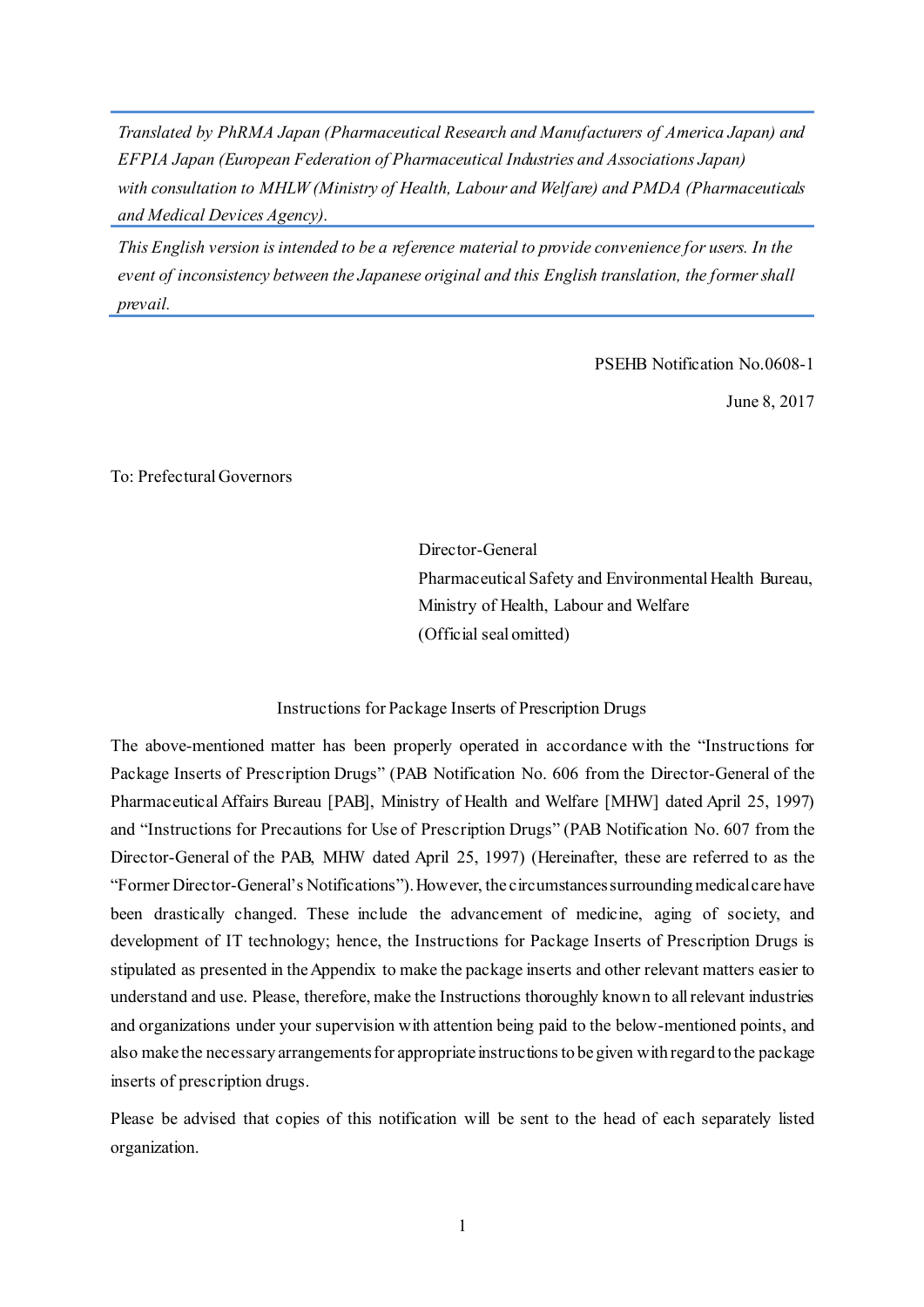*Translated by PhRMA Japan (Pharmaceutical Research and Manufacturers of America Japan) and EFPIA Japan (European Federation of Pharmaceutical Industries and Associations Japan) with consultation to MHLW (Ministry of Health, Labour and Welfare) and PMDA (Pharmaceuticals and Medical Devices Agency).*

*This English version is intended to be a reference material to provide convenience for users. In the event of inconsistency between the Japanese original and this English translation, the former shall prevail.*

PSEHB Notification No.0608-1

June 8, 2017

To: Prefectural Governors

Director-General
Pharmaceutical Safety and Environmental Health Bureau,
Ministry of Health, Labour and Welfare
(Official seal omitted)

Instructions for Package Inserts of Prescription Drugs

The above-mentioned matter has been properly operated in accordance with the "Instructions for Package Inserts of Prescription Drugs" (PAB Notification No. 606 from the Director-General of the Pharmaceutical Affairs Bureau [PAB], Ministry of Health and Welfare [MHW] dated April 25, 1997) and "Instructions for Precautions for Use of Prescription Drugs" (PAB Notification No. 607 from the Director-General of the PAB, MHW dated April 25, 1997) (Hereinafter, these are referred to as the "Former Director-General's Notifications"). However, the circumstances surrounding medical care have been drastically changed. These include the advancement of medicine, aging of society, and development of IT technology; hence, the Instructions for Package Inserts of Prescription Drugs is stipulated as presented in the Appendix to make the package inserts and other relevant matters easier to understand and use. Please, therefore, make the Instructions thoroughly known to all relevant industries and organizations under your supervision with attention being paid to the below-mentioned points, and also make the necessary arrangements for appropriate instructions to be given with regard to the package inserts of prescription drugs.

Please be advised that copies of this notification will be sent to the head of each separately listed organization.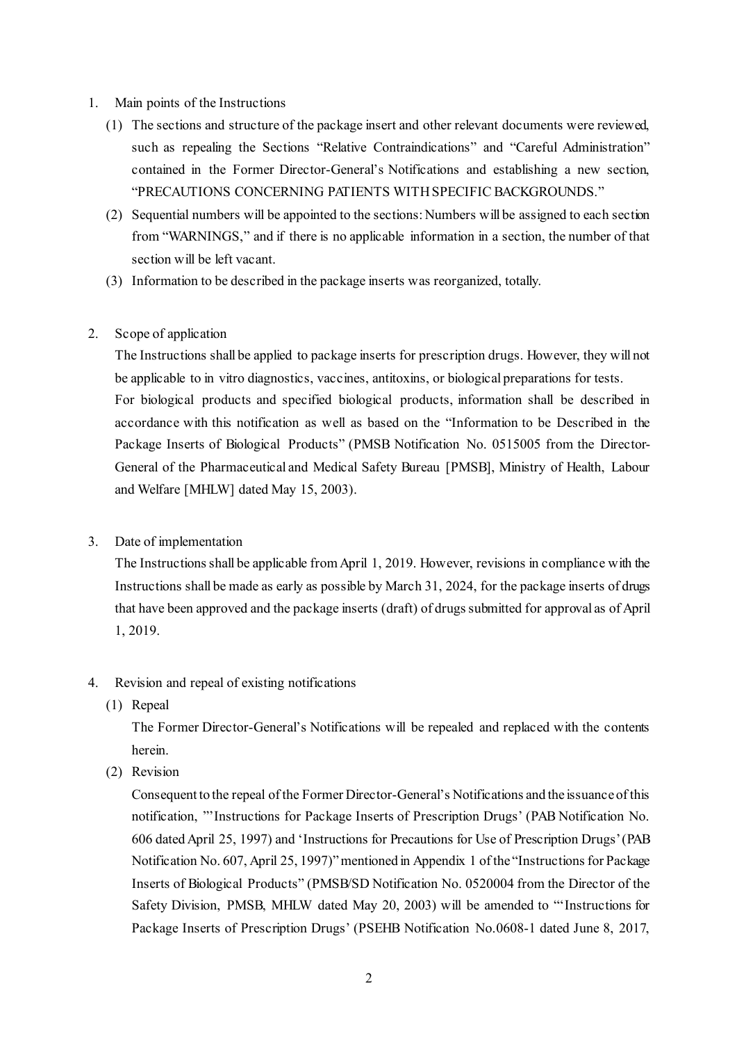1. Main points of the Instructions
   (1) The sections and structure of the package insert and other relevant documents were reviewed, such as repealing the Sections "Relative Contraindications" and "Careful Administration" contained in the Former Director-General's Notifications and establishing a new section, "PRECAUTIONS CONCERNING PATIENTS WITH SPECIFIC BACKGROUNDS."
   (2) Sequential numbers will be appointed to the sections: Numbers will be assigned to each section from "WARNINGS," and if there is no applicable information in a section, the number of that section will be left vacant.
   (3) Information to be described in the package inserts was reorganized, totally.

2. Scope of application

   The Instructions shall be applied to package inserts for prescription drugs. However, they will not be applicable to in vitro diagnostics, vaccines, antitoxins, or biological preparations for tests.
   For biological products and specified biological products, information shall be described in accordance with this notification as well as based on the "Information to be Described in the Package Inserts of Biological Products" (PMSB Notification No. 0515005 from the Director-General of the Pharmaceutical and Medical Safety Bureau [PMSB], Ministry of Health, Labour and Welfare [MHLW] dated May 15, 2003).

3. Date of implementation

   The Instructions shall be applicable from April 1, 2019. However, revisions in compliance with the Instructions shall be made as early as possible by March 31, 2024, for the package inserts of drugs that have been approved and the package inserts (draft) of drugs submitted for approval as of April 1, 2019.

4. Revision and repeal of existing notifications
   (1) Repeal

       The Former Director-General's Notifications will be repealed and replaced with the contents herein.

   (2) Revision

       Consequent to the repeal of the Former Director-General's Notifications and the issuance of this notification, "'Instructions for Package Inserts of Prescription Drugs' (PAB Notification No. 606 dated April 25, 1997) and 'Instructions for Precautions for Use of Prescription Drugs' (PAB Notification No. 607, April 25, 1997)" mentioned in Appendix 1 of the "Instructions for Package Inserts of Biological Products" (PMSB/SD Notification No. 0520004 from the Director of the Safety Division, PMSB, MHLW dated May 20, 2003) will be amended to "'Instructions for Package Inserts of Prescription Drugs' (PSEHB Notification No.0608-1 dated June 8, 2017,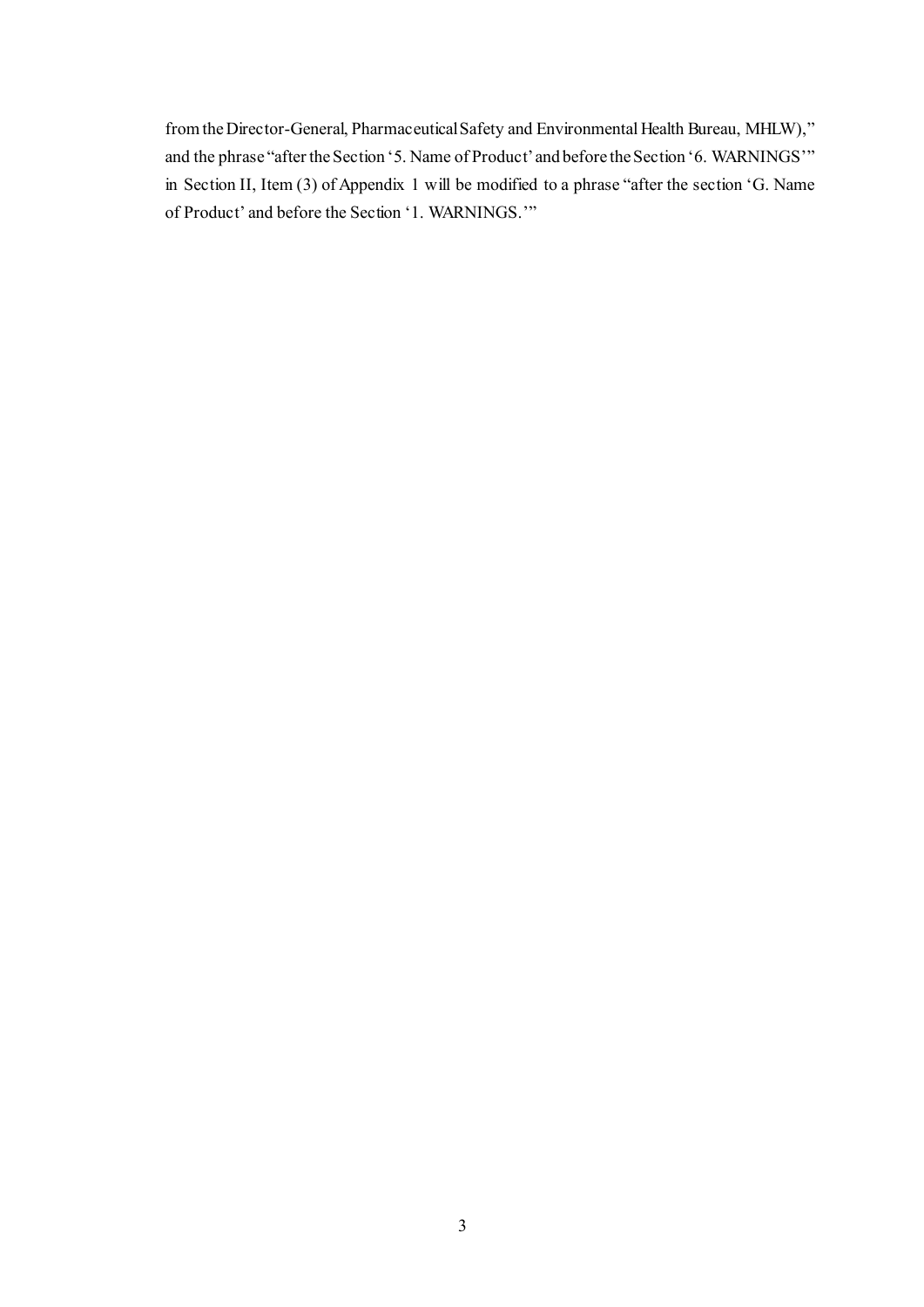from the Director-General, Pharmaceutical Safety and Environmental Health Bureau, MHLW)," and the phrase "after the Section '5. Name of Product' and before the Section '6. WARNINGS'" in Section II, Item (3) of Appendix 1 will be modified to a phrase "after the section 'G. Name of Product' and before the Section '1. WARNINGS.'"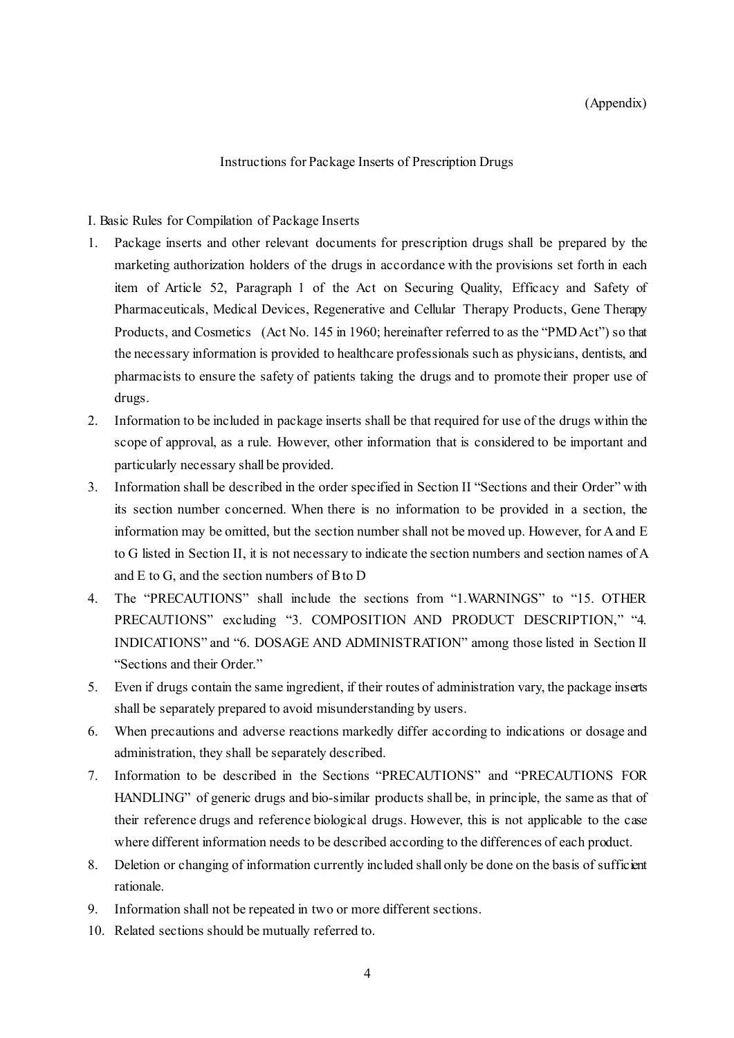(Appendix)

## Instructions for Package Inserts of Prescription Drugs

### I. Basic Rules for Compilation of Package Inserts

1. Package inserts and other relevant documents for prescription drugs shall be prepared by the marketing authorization holders of the drugs in accordance with the provisions set forth in each item of Article 52, Paragraph 1 of the Act on Securing Quality, Efficacy and Safety of Pharmaceuticals, Medical Devices, Regenerative and Cellular Therapy Products, Gene Therapy Products, and Cosmetics (Act No. 145 in 1960; hereinafter referred to as the "PMD Act") so that the necessary information is provided to healthcare professionals such as physicians, dentists, and pharmacists to ensure the safety of patients taking the drugs and to promote their proper use of drugs.
2. Information to be included in package inserts shall be that required for use of the drugs within the scope of approval, as a rule. However, other information that is considered to be important and particularly necessary shall be provided.
3. Information shall be described in the order specified in Section II "Sections and their Order" with its section number concerned. When there is no information to be provided in a section, the information may be omitted, but the section number shall not be moved up. However, for A and E to G listed in Section II, it is not necessary to indicate the section numbers and section names of A and E to G, and the section numbers of B to D
4. The "PRECAUTIONS" shall include the sections from "1.WARNINGS" to "15. OTHER PRECAUTIONS" excluding "3. COMPOSITION AND PRODUCT DESCRIPTION," "4. INDICATIONS" and "6. DOSAGE AND ADMINISTRATION" among those listed in Section II "Sections and their Order."
5. Even if drugs contain the same ingredient, if their routes of administration vary, the package inserts shall be separately prepared to avoid misunderstanding by users.
6. When precautions and adverse reactions markedly differ according to indications or dosage and administration, they shall be separately described.
7. Information to be described in the Sections "PRECAUTIONS" and "PRECAUTIONS FOR HANDLING" of generic drugs and bio-similar products shall be, in principle, the same as that of their reference drugs and reference biological drugs. However, this is not applicable to the case where different information needs to be described according to the differences of each product.
8. Deletion or changing of information currently included shall only be done on the basis of sufficient rationale.
9. Information shall not be repeated in two or more different sections.
10. Related sections should be mutually referred to.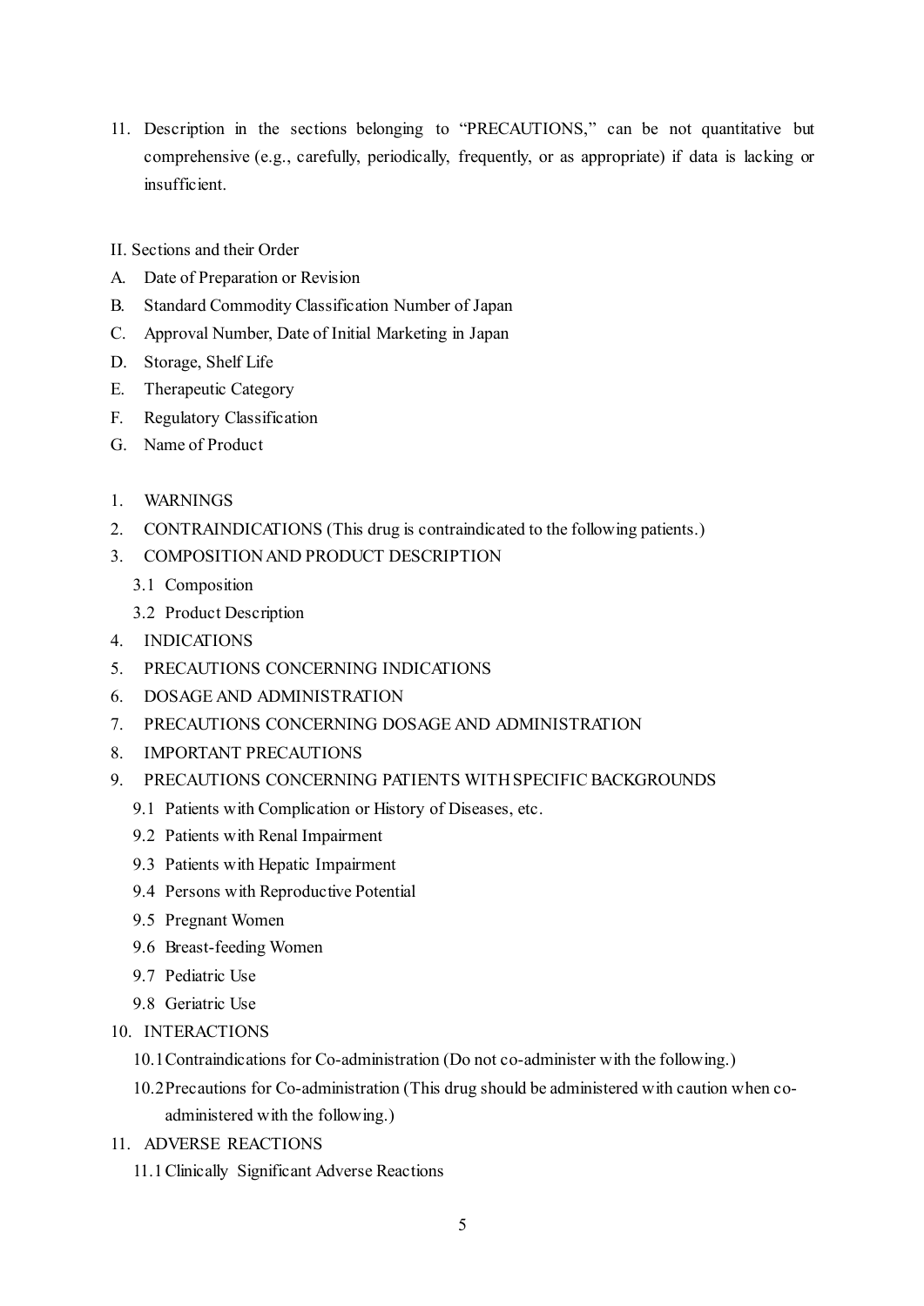11. Description in the sections belonging to "PRECAUTIONS," can be not quantitative but comprehensive (e.g., carefully, periodically, frequently, or as appropriate) if data is lacking or insufficient.

II. Sections and their Order

A. Date of Preparation or Revision
B. Standard Commodity Classification Number of Japan
C. Approval Number, Date of Initial Marketing in Japan
D. Storage, Shelf Life
E. Therapeutic Category
F. Regulatory Classification
G. Name of Product

1. WARNINGS
2. CONTRAINDICATIONS (This drug is contraindicated to the following patients.)
3. COMPOSITION AND PRODUCT DESCRIPTION
   - 3.1 Composition
   - 3.2 Product Description
4. INDICATIONS
5. PRECAUTIONS CONCERNING INDICATIONS
6. DOSAGE AND ADMINISTRATION
7. PRECAUTIONS CONCERNING DOSAGE AND ADMINISTRATION
8. IMPORTANT PRECAUTIONS
9. PRECAUTIONS CONCERNING PATIENTS WITH SPECIFIC BACKGROUNDS
   - 9.1 Patients with Complication or History of Diseases, etc.
   - 9.2 Patients with Renal Impairment
   - 9.3 Patients with Hepatic Impairment
   - 9.4 Persons with Reproductive Potential
   - 9.5 Pregnant Women
   - 9.6 Breast-feeding Women
   - 9.7 Pediatric Use
   - 9.8 Geriatric Use
10. INTERACTIONS
    - 10.1 Contraindications for Co-administration (Do not co-administer with the following.)
    - 10.2 Precautions for Co-administration (This drug should be administered with caution when co-administered with the following.)
11. ADVERSE REACTIONS
    - 11.1 Clinically Significant Adverse Reactions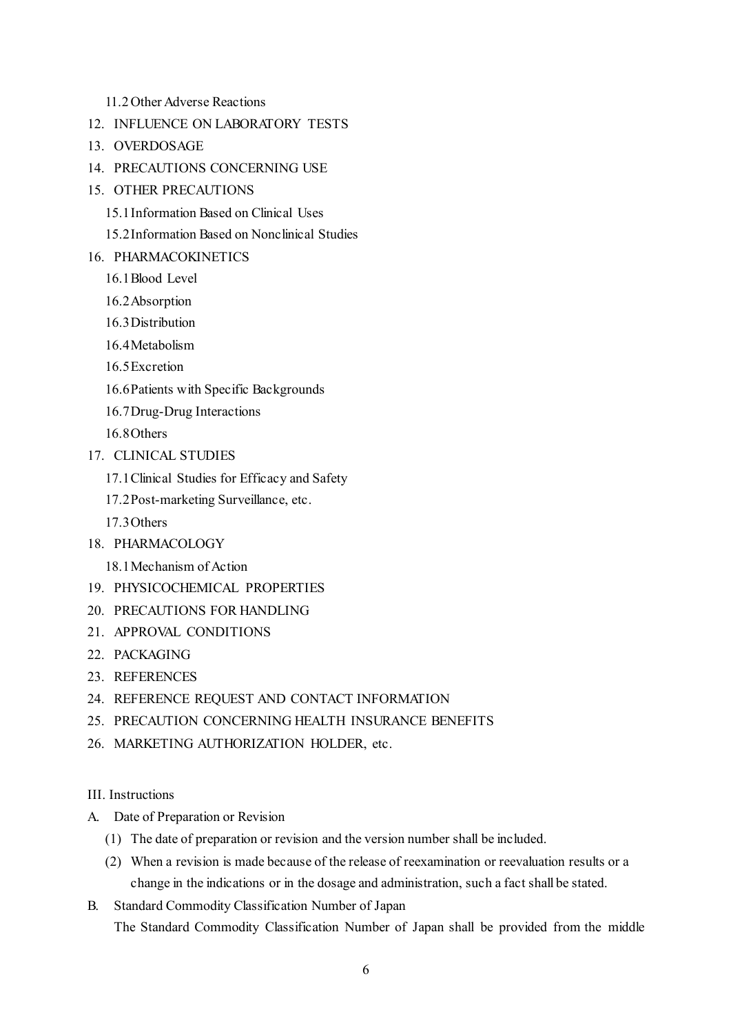11.2 Other Adverse Reactions

12. INFLUENCE ON LABORATORY TESTS
13. OVERDOSAGE
14. PRECAUTIONS CONCERNING USE
15. OTHER PRECAUTIONS
    - 15.1 Information Based on Clinical Uses
    - 15.2 Information Based on Nonclinical Studies
16. PHARMACOKINETICS
    - 16.1 Blood Level
    - 16.2 Absorption
    - 16.3 Distribution
    - 16.4 Metabolism
    - 16.5 Excretion
    - 16.6 Patients with Specific Backgrounds
    - 16.7 Drug-Drug Interactions
    - 16.8 Others
17. CLINICAL STUDIES
    - 17.1 Clinical Studies for Efficacy and Safety
    - 17.2 Post-marketing Surveillance, etc.
    - 17.3 Others
18. PHARMACOLOGY
    - 18.1 Mechanism of Action
19. PHYSICOCHEMICAL PROPERTIES
20. PRECAUTIONS FOR HANDLING
21. APPROVAL CONDITIONS
22. PACKAGING
23. REFERENCES
24. REFERENCE REQUEST AND CONTACT INFORMATION
25. PRECAUTION CONCERNING HEALTH INSURANCE BENEFITS
26. MARKETING AUTHORIZATION HOLDER, etc.

## III. Instructions

A. Date of Preparation or Revision

   (1) The date of preparation or revision and the version number shall be included.

   (2) When a revision is made because of the release of reexamination or reevaluation results or a change in the indications or in the dosage and administration, such a fact shall be stated.

B. Standard Commodity Classification Number of Japan

   The Standard Commodity Classification Number of Japan shall be provided from the middle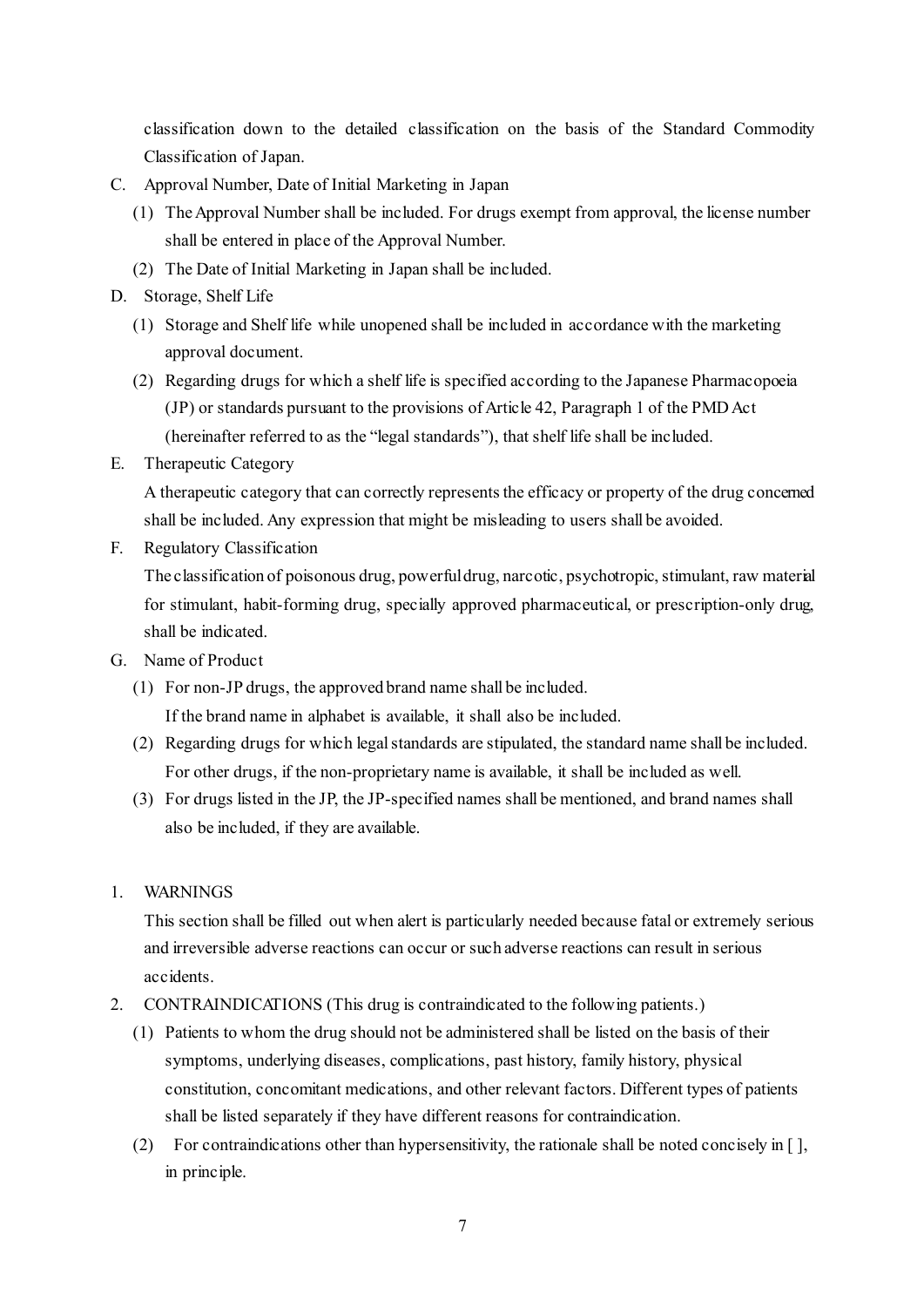classification down to the detailed classification on the basis of the Standard Commodity Classification of Japan.

C. Approval Number, Date of Initial Marketing in Japan
   (1) The Approval Number shall be included. For drugs exempt from approval, the license number shall be entered in place of the Approval Number.
   (2) The Date of Initial Marketing in Japan shall be included.

D. Storage, Shelf Life
   (1) Storage and Shelf life while unopened shall be included in accordance with the marketing approval document.
   (2) Regarding drugs for which a shelf life is specified according to the Japanese Pharmacopoeia (JP) or standards pursuant to the provisions of Article 42, Paragraph 1 of the PMD Act (hereinafter referred to as the "legal standards"), that shelf life shall be included.

E. Therapeutic Category
   A therapeutic category that can correctly represents the efficacy or property of the drug concerned shall be included. Any expression that might be misleading to users shall be avoided.

F. Regulatory Classification
   The classification of poisonous drug, powerful drug, narcotic, psychotropic, stimulant, raw material for stimulant, habit-forming drug, specially approved pharmaceutical, or prescription-only drug, shall be indicated.

G. Name of Product
   (1) For non-JP drugs, the approved brand name shall be included.
   If the brand name in alphabet is available, it shall also be included.
   (2) Regarding drugs for which legal standards are stipulated, the standard name shall be included. For other drugs, if the non-proprietary name is available, it shall be included as well.
   (3) For drugs listed in the JP, the JP-specified names shall be mentioned, and brand names shall also be included, if they are available.

1. WARNINGS
   This section shall be filled out when alert is particularly needed because fatal or extremely serious and irreversible adverse reactions can occur or such adverse reactions can result in serious accidents.

2. CONTRAINDICATIONS (This drug is contraindicated to the following patients.)
   (1) Patients to whom the drug should not be administered shall be listed on the basis of their symptoms, underlying diseases, complications, past history, family history, physical constitution, concomitant medications, and other relevant factors. Different types of patients shall be listed separately if they have different reasons for contraindication.
   (2) For contraindications other than hypersensitivity, the rationale shall be noted concisely in [ ], in principle.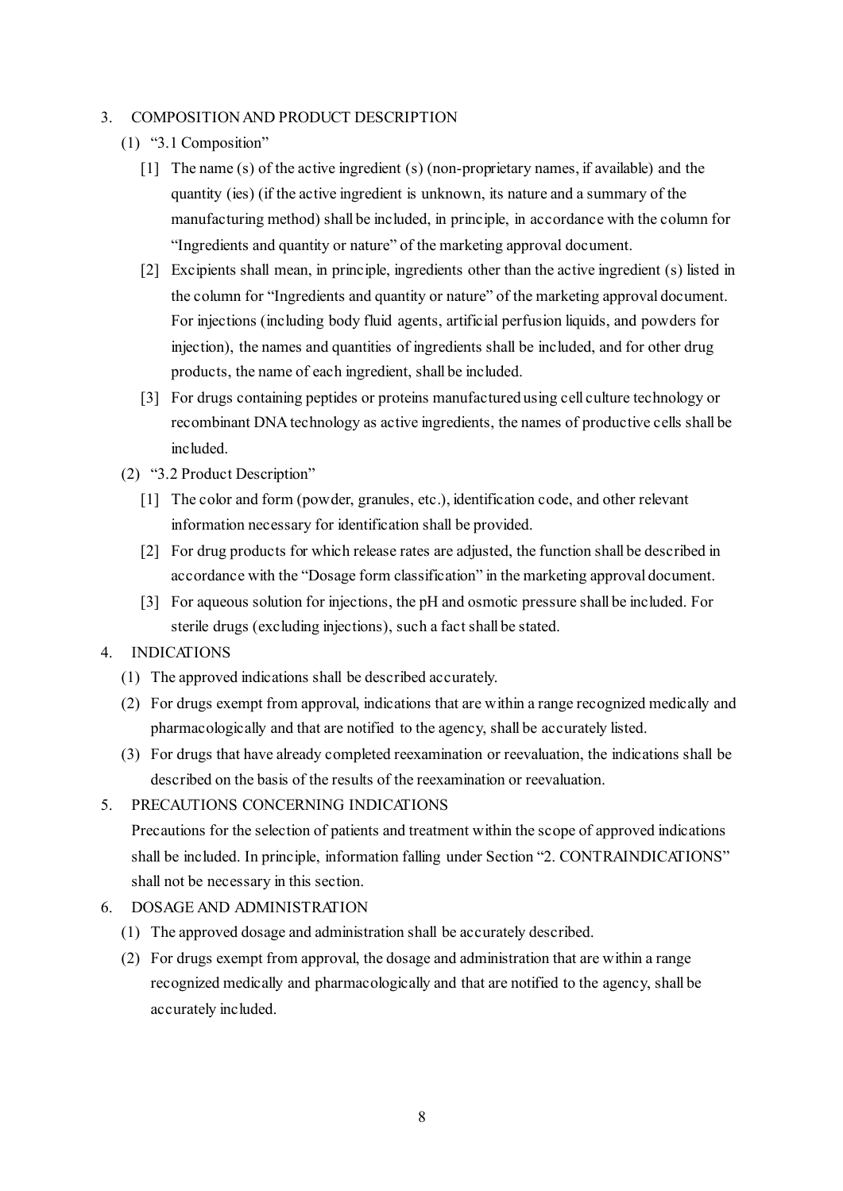3. COMPOSITION AND PRODUCT DESCRIPTION

(1) "3.1 Composition"

[1] The name (s) of the active ingredient (s) (non-proprietary names, if available) and the quantity (ies) (if the active ingredient is unknown, its nature and a summary of the manufacturing method) shall be included, in principle, in accordance with the column for "Ingredients and quantity or nature" of the marketing approval document.

[2] Excipients shall mean, in principle, ingredients other than the active ingredient (s) listed in the column for "Ingredients and quantity or nature" of the marketing approval document. For injections (including body fluid agents, artificial perfusion liquids, and powders for injection), the names and quantities of ingredients shall be included, and for other drug products, the name of each ingredient, shall be included.

[3] For drugs containing peptides or proteins manufactured using cell culture technology or recombinant DNA technology as active ingredients, the names of productive cells shall be included.

(2) "3.2 Product Description"

[1] The color and form (powder, granules, etc.), identification code, and other relevant information necessary for identification shall be provided.

[2] For drug products for which release rates are adjusted, the function shall be described in accordance with the "Dosage form classification" in the marketing approval document.

[3] For aqueous solution for injections, the pH and osmotic pressure shall be included. For sterile drugs (excluding injections), such a fact shall be stated.

4. INDICATIONS

(1) The approved indications shall be described accurately.

(2) For drugs exempt from approval, indications that are within a range recognized medically and pharmacologically and that are notified to the agency, shall be accurately listed.

(3) For drugs that have already completed reexamination or reevaluation, the indications shall be described on the basis of the results of the reexamination or reevaluation.

5. PRECAUTIONS CONCERNING INDICATIONS

Precautions for the selection of patients and treatment within the scope of approved indications shall be included. In principle, information falling under Section "2. CONTRAINDICATIONS" shall not be necessary in this section.

6. DOSAGE AND ADMINISTRATION

(1) The approved dosage and administration shall be accurately described.

(2) For drugs exempt from approval, the dosage and administration that are within a range recognized medically and pharmacologically and that are notified to the agency, shall be accurately included.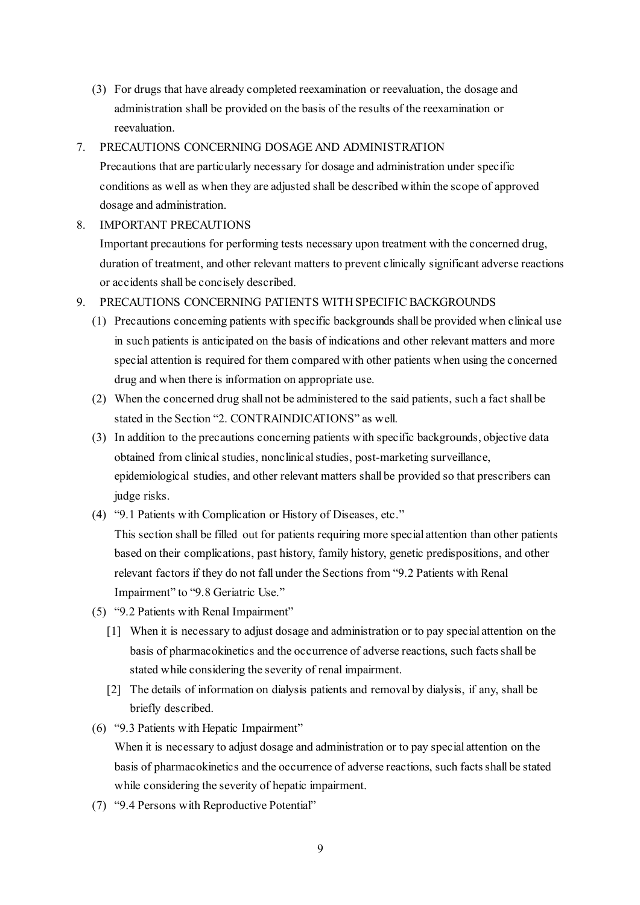(3) For drugs that have already completed reexamination or reevaluation, the dosage and administration shall be provided on the basis of the results of the reexamination or reevaluation.

7. PRECAUTIONS CONCERNING DOSAGE AND ADMINISTRATION

   Precautions that are particularly necessary for dosage and administration under specific conditions as well as when they are adjusted shall be described within the scope of approved dosage and administration.

8. IMPORTANT PRECAUTIONS

   Important precautions for performing tests necessary upon treatment with the concerned drug, duration of treatment, and other relevant matters to prevent clinically significant adverse reactions or accidents shall be concisely described.

9. PRECAUTIONS CONCERNING PATIENTS WITH SPECIFIC BACKGROUNDS

   (1) Precautions concerning patients with specific backgrounds shall be provided when clinical use in such patients is anticipated on the basis of indications and other relevant matters and more special attention is required for them compared with other patients when using the concerned drug and when there is information on appropriate use.

   (2) When the concerned drug shall not be administered to the said patients, such a fact shall be stated in the Section "2. CONTRAINDICATIONS" as well.

   (3) In addition to the precautions concerning patients with specific backgrounds, objective data obtained from clinical studies, nonclinical studies, post-marketing surveillance, epidemiological studies, and other relevant matters shall be provided so that prescribers can judge risks.

   (4) "9.1 Patients with Complication or History of Diseases, etc."

   This section shall be filled out for patients requiring more special attention than other patients based on their complications, past history, family history, genetic predispositions, and other relevant factors if they do not fall under the Sections from "9.2 Patients with Renal Impairment" to "9.8 Geriatric Use."

   (5) "9.2 Patients with Renal Impairment"

   [1] When it is necessary to adjust dosage and administration or to pay special attention on the basis of pharmacokinetics and the occurrence of adverse reactions, such facts shall be stated while considering the severity of renal impairment.

   [2] The details of information on dialysis patients and removal by dialysis, if any, shall be briefly described.

   (6) "9.3 Patients with Hepatic Impairment"

   When it is necessary to adjust dosage and administration or to pay special attention on the basis of pharmacokinetics and the occurrence of adverse reactions, such facts shall be stated while considering the severity of hepatic impairment.

   (7) "9.4 Persons with Reproductive Potential"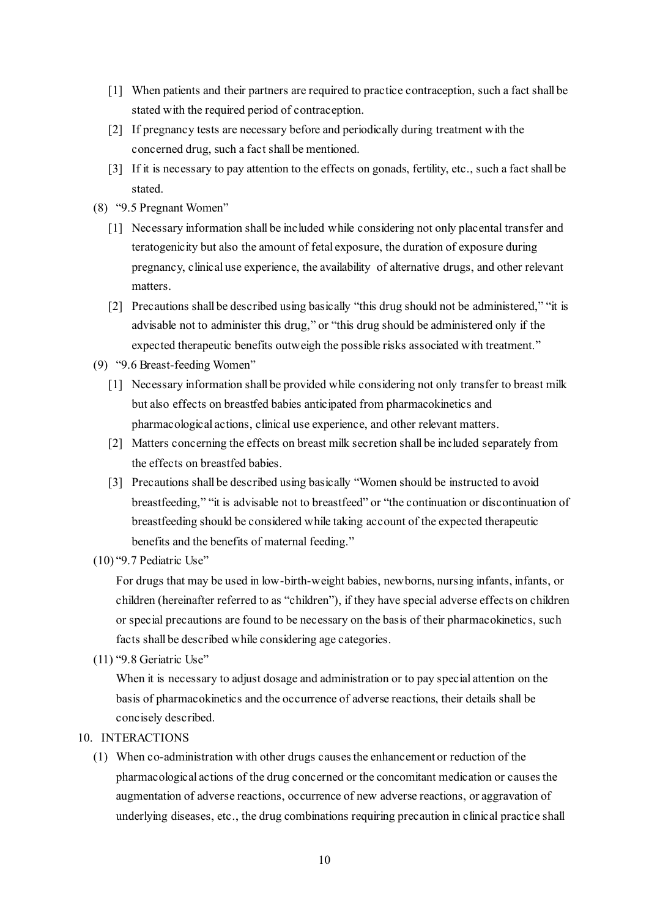[1] When patients and their partners are required to practice contraception, such a fact shall be stated with the required period of contraception.

[2] If pregnancy tests are necessary before and periodically during treatment with the concerned drug, such a fact shall be mentioned.

[3] If it is necessary to pay attention to the effects on gonads, fertility, etc., such a fact shall be stated.

(8) "9.5 Pregnant Women"

[1] Necessary information shall be included while considering not only placental transfer and teratogenicity but also the amount of fetal exposure, the duration of exposure during pregnancy, clinical use experience, the availability of alternative drugs, and other relevant matters.

[2] Precautions shall be described using basically "this drug should not be administered," "it is advisable not to administer this drug," or "this drug should be administered only if the expected therapeutic benefits outweigh the possible risks associated with treatment."

(9) "9.6 Breast-feeding Women"

[1] Necessary information shall be provided while considering not only transfer to breast milk but also effects on breastfed babies anticipated from pharmacokinetics and pharmacological actions, clinical use experience, and other relevant matters.

[2] Matters concerning the effects on breast milk secretion shall be included separately from the effects on breastfed babies.

[3] Precautions shall be described using basically "Women should be instructed to avoid breastfeeding," "it is advisable not to breastfeed" or "the continuation or discontinuation of breastfeeding should be considered while taking account of the expected therapeutic benefits and the benefits of maternal feeding."

(10) "9.7 Pediatric Use"

For drugs that may be used in low-birth-weight babies, newborns, nursing infants, infants, or children (hereinafter referred to as "children"), if they have special adverse effects on children or special precautions are found to be necessary on the basis of their pharmacokinetics, such facts shall be described while considering age categories.

(11) "9.8 Geriatric Use"

When it is necessary to adjust dosage and administration or to pay special attention on the basis of pharmacokinetics and the occurrence of adverse reactions, their details shall be concisely described.

10. INTERACTIONS

(1) When co-administration with other drugs causes the enhancement or reduction of the pharmacological actions of the drug concerned or the concomitant medication or causes the augmentation of adverse reactions, occurrence of new adverse reactions, or aggravation of underlying diseases, etc., the drug combinations requiring precaution in clinical practice shall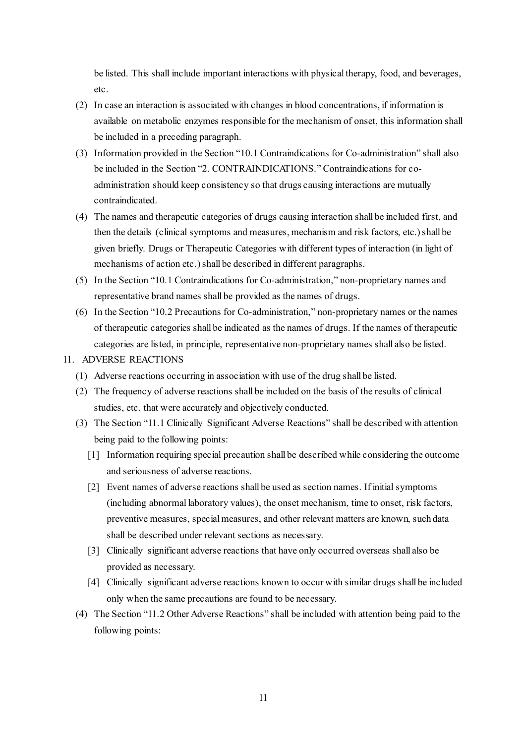be listed. This shall include important interactions with physical therapy, food, and beverages, etc.

(2) In case an interaction is associated with changes in blood concentrations, if information is available on metabolic enzymes responsible for the mechanism of onset, this information shall be included in a preceding paragraph.

(3) Information provided in the Section "10.1 Contraindications for Co-administration" shall also be included in the Section "2. CONTRAINDICATIONS." Contraindications for co-administration should keep consistency so that drugs causing interactions are mutually contraindicated.

(4) The names and therapeutic categories of drugs causing interaction shall be included first, and then the details (clinical symptoms and measures, mechanism and risk factors, etc.) shall be given briefly. Drugs or Therapeutic Categories with different types of interaction (in light of mechanisms of action etc.) shall be described in different paragraphs.

(5) In the Section "10.1 Contraindications for Co-administration," non-proprietary names and representative brand names shall be provided as the names of drugs.

(6) In the Section "10.2 Precautions for Co-administration," non-proprietary names or the names of therapeutic categories shall be indicated as the names of drugs. If the names of therapeutic categories are listed, in principle, representative non-proprietary names shall also be listed.

11. ADVERSE REACTIONS

(1) Adverse reactions occurring in association with use of the drug shall be listed.

(2) The frequency of adverse reactions shall be included on the basis of the results of clinical studies, etc. that were accurately and objectively conducted.

(3) The Section "11.1 Clinically Significant Adverse Reactions" shall be described with attention being paid to the following points:

[1] Information requiring special precaution shall be described while considering the outcome and seriousness of adverse reactions.

[2] Event names of adverse reactions shall be used as section names. If initial symptoms (including abnormal laboratory values), the onset mechanism, time to onset, risk factors, preventive measures, special measures, and other relevant matters are known, such data shall be described under relevant sections as necessary.

[3] Clinically significant adverse reactions that have only occurred overseas shall also be provided as necessary.

[4] Clinically significant adverse reactions known to occur with similar drugs shall be included only when the same precautions are found to be necessary.

(4) The Section "11.2 Other Adverse Reactions" shall be included with attention being paid to the following points: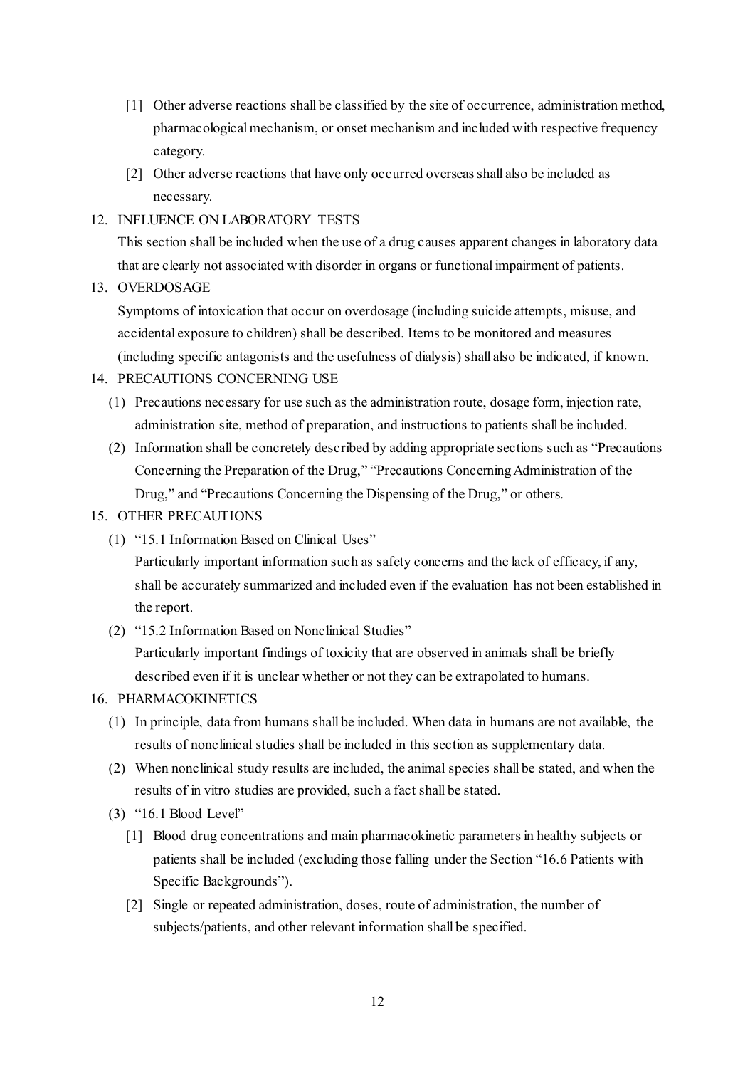[1] Other adverse reactions shall be classified by the site of occurrence, administration method, pharmacological mechanism, or onset mechanism and included with respective frequency category.

[2] Other adverse reactions that have only occurred overseas shall also be included as necessary.

12. INFLUENCE ON LABORATORY TESTS

This section shall be included when the use of a drug causes apparent changes in laboratory data that are clearly not associated with disorder in organs or functional impairment of patients.

13. OVERDOSAGE

Symptoms of intoxication that occur on overdosage (including suicide attempts, misuse, and accidental exposure to children) shall be described. Items to be monitored and measures (including specific antagonists and the usefulness of dialysis) shall also be indicated, if known.

14. PRECAUTIONS CONCERNING USE

(1) Precautions necessary for use such as the administration route, dosage form, injection rate, administration site, method of preparation, and instructions to patients shall be included.

(2) Information shall be concretely described by adding appropriate sections such as "Precautions Concerning the Preparation of the Drug," "Precautions Concerning Administration of the Drug," and "Precautions Concerning the Dispensing of the Drug," or others.

15. OTHER PRECAUTIONS

(1) "15.1 Information Based on Clinical Uses"

Particularly important information such as safety concerns and the lack of efficacy, if any, shall be accurately summarized and included even if the evaluation has not been established in the report.

(2) "15.2 Information Based on Nonclinical Studies"

Particularly important findings of toxicity that are observed in animals shall be briefly described even if it is unclear whether or not they can be extrapolated to humans.

16. PHARMACOKINETICS

(1) In principle, data from humans shall be included. When data in humans are not available, the results of nonclinical studies shall be included in this section as supplementary data.

(2) When nonclinical study results are included, the animal species shall be stated, and when the results of in vitro studies are provided, such a fact shall be stated.

(3) "16.1 Blood Level"

[1] Blood drug concentrations and main pharmacokinetic parameters in healthy subjects or patients shall be included (excluding those falling under the Section "16.6 Patients with Specific Backgrounds").

[2] Single or repeated administration, doses, route of administration, the number of subjects/patients, and other relevant information shall be specified.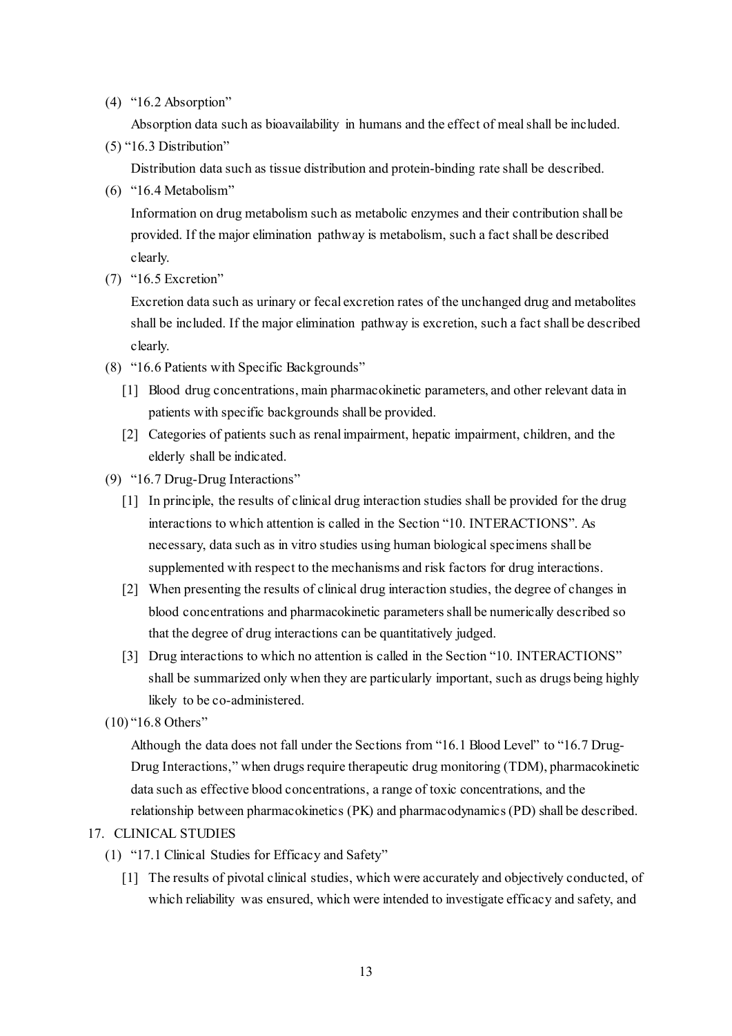(4) "16.2 Absorption"

Absorption data such as bioavailability in humans and the effect of meal shall be included.

(5) "16.3 Distribution"

Distribution data such as tissue distribution and protein-binding rate shall be described.

(6) "16.4 Metabolism"

Information on drug metabolism such as metabolic enzymes and their contribution shall be provided. If the major elimination pathway is metabolism, such a fact shall be described clearly.

(7) "16.5 Excretion"

Excretion data such as urinary or fecal excretion rates of the unchanged drug and metabolites shall be included. If the major elimination pathway is excretion, such a fact shall be described clearly.

(8) "16.6 Patients with Specific Backgrounds"

[1] Blood drug concentrations, main pharmacokinetic parameters, and other relevant data in patients with specific backgrounds shall be provided.

[2] Categories of patients such as renal impairment, hepatic impairment, children, and the elderly shall be indicated.

(9) "16.7 Drug-Drug Interactions"

[1] In principle, the results of clinical drug interaction studies shall be provided for the drug interactions to which attention is called in the Section "10. INTERACTIONS". As necessary, data such as in vitro studies using human biological specimens shall be supplemented with respect to the mechanisms and risk factors for drug interactions.

[2] When presenting the results of clinical drug interaction studies, the degree of changes in blood concentrations and pharmacokinetic parameters shall be numerically described so that the degree of drug interactions can be quantitatively judged.

[3] Drug interactions to which no attention is called in the Section "10. INTERACTIONS" shall be summarized only when they are particularly important, such as drugs being highly likely to be co-administered.

(10) "16.8 Others"

Although the data does not fall under the Sections from "16.1 Blood Level" to "16.7 Drug-Drug Interactions," when drugs require therapeutic drug monitoring (TDM), pharmacokinetic data such as effective blood concentrations, a range of toxic concentrations, and the relationship between pharmacokinetics (PK) and pharmacodynamics (PD) shall be described.

17. CLINICAL STUDIES

(1) "17.1 Clinical Studies for Efficacy and Safety"

[1] The results of pivotal clinical studies, which were accurately and objectively conducted, of which reliability was ensured, which were intended to investigate efficacy and safety, and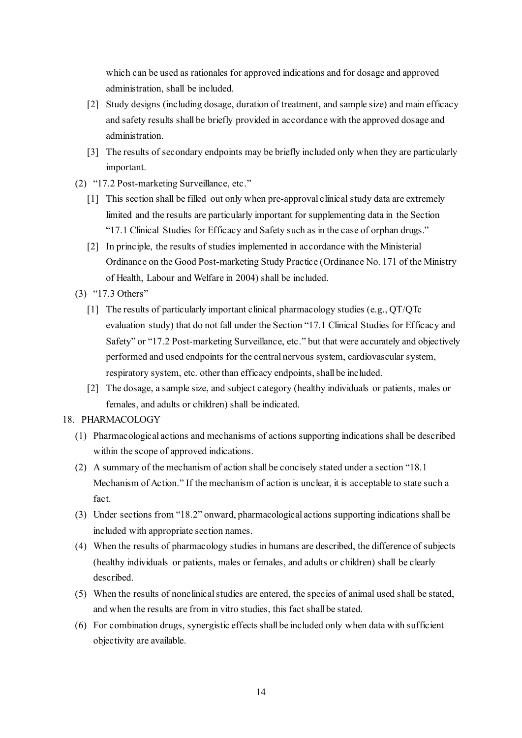which can be used as rationales for approved indications and for dosage and approved administration, shall be included.

[2] Study designs (including dosage, duration of treatment, and sample size) and main efficacy and safety results shall be briefly provided in accordance with the approved dosage and administration.

[3] The results of secondary endpoints may be briefly included only when they are particularly important.

(2) "17.2 Post-marketing Surveillance, etc."

[1] This section shall be filled out only when pre-approval clinical study data are extremely limited and the results are particularly important for supplementing data in the Section "17.1 Clinical Studies for Efficacy and Safety such as in the case of orphan drugs."

[2] In principle, the results of studies implemented in accordance with the Ministerial Ordinance on the Good Post-marketing Study Practice (Ordinance No. 171 of the Ministry of Health, Labour and Welfare in 2004) shall be included.

(3) "17.3 Others"

[1] The results of particularly important clinical pharmacology studies (e.g., QT/QTc evaluation study) that do not fall under the Section "17.1 Clinical Studies for Efficacy and Safety" or "17.2 Post-marketing Surveillance, etc." but that were accurately and objectively performed and used endpoints for the central nervous system, cardiovascular system, respiratory system, etc. other than efficacy endpoints, shall be included.

[2] The dosage, a sample size, and subject category (healthy individuals or patients, males or females, and adults or children) shall be indicated.

18. PHARMACOLOGY

(1) Pharmacological actions and mechanisms of actions supporting indications shall be described within the scope of approved indications.

(2) A summary of the mechanism of action shall be concisely stated under a section "18.1 Mechanism of Action." If the mechanism of action is unclear, it is acceptable to state such a fact.

(3) Under sections from "18.2" onward, pharmacological actions supporting indications shall be included with appropriate section names.

(4) When the results of pharmacology studies in humans are described, the difference of subjects (healthy individuals or patients, males or females, and adults or children) shall be clearly described.

(5) When the results of nonclinical studies are entered, the species of animal used shall be stated, and when the results are from in vitro studies, this fact shall be stated.

(6) For combination drugs, synergistic effects shall be included only when data with sufficient objectivity are available.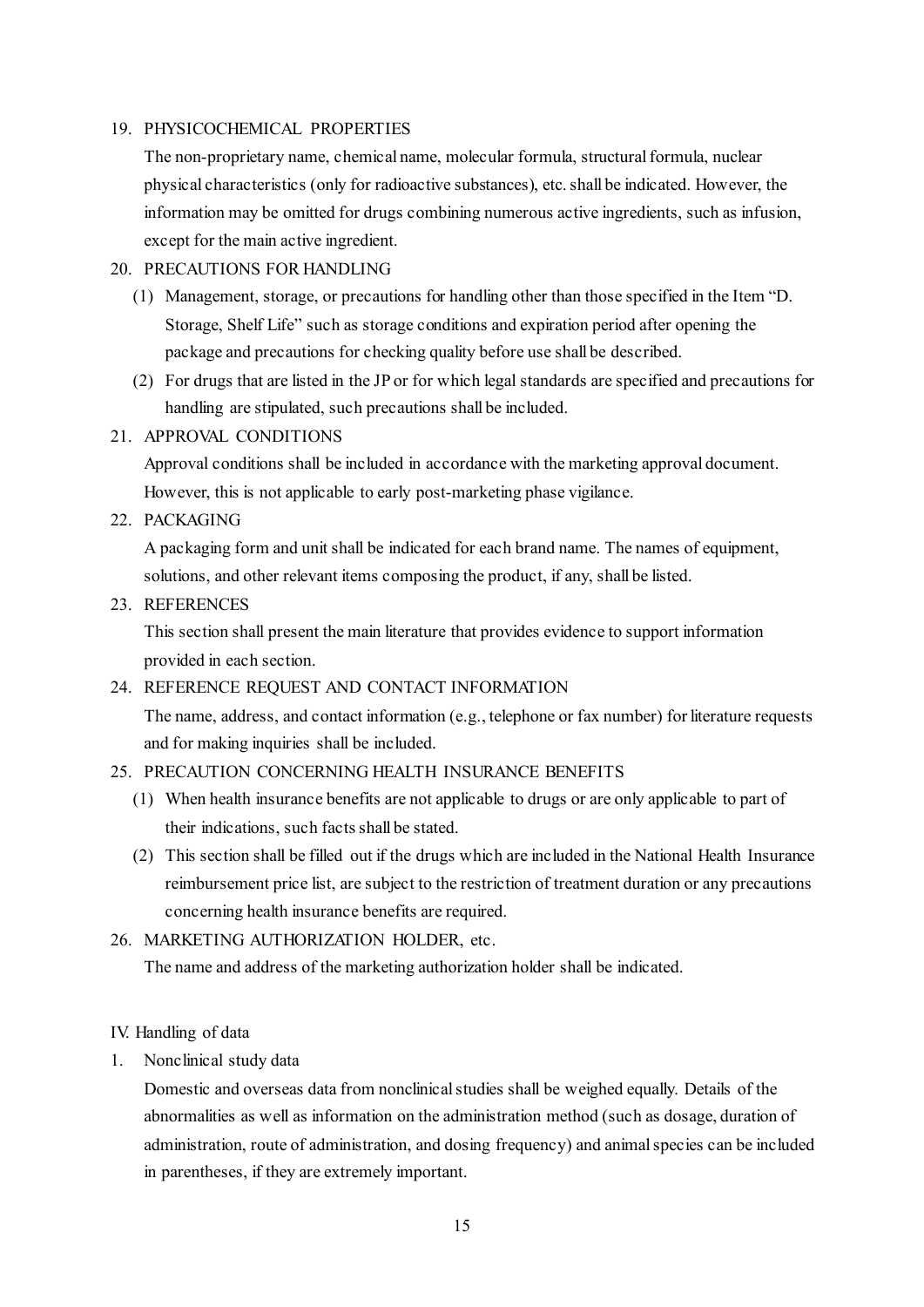19. PHYSICOCHEMICAL PROPERTIES

    The non-proprietary name, chemical name, molecular formula, structural formula, nuclear physical characteristics (only for radioactive substances), etc. shall be indicated. However, the information may be omitted for drugs combining numerous active ingredients, such as infusion, except for the main active ingredient.

20. PRECAUTIONS FOR HANDLING

    (1) Management, storage, or precautions for handling other than those specified in the Item "D. Storage, Shelf Life" such as storage conditions and expiration period after opening the package and precautions for checking quality before use shall be described.

    (2) For drugs that are listed in the JP or for which legal standards are specified and precautions for handling are stipulated, such precautions shall be included.

21. APPROVAL CONDITIONS

    Approval conditions shall be included in accordance with the marketing approval document. However, this is not applicable to early post-marketing phase vigilance.

22. PACKAGING

    A packaging form and unit shall be indicated for each brand name. The names of equipment, solutions, and other relevant items composing the product, if any, shall be listed.

23. REFERENCES

    This section shall present the main literature that provides evidence to support information provided in each section.

24. REFERENCE REQUEST AND CONTACT INFORMATION

    The name, address, and contact information (e.g., telephone or fax number) for literature requests and for making inquiries shall be included.

25. PRECAUTION CONCERNING HEALTH INSURANCE BENEFITS

    (1) When health insurance benefits are not applicable to drugs or are only applicable to part of their indications, such facts shall be stated.

    (2) This section shall be filled out if the drugs which are included in the National Health Insurance reimbursement price list, are subject to the restriction of treatment duration or any precautions concerning health insurance benefits are required.

26. MARKETING AUTHORIZATION HOLDER, etc.

    The name and address of the marketing authorization holder shall be indicated.

## IV. Handling of data

1. Nonclinical study data

   Domestic and overseas data from nonclinical studies shall be weighed equally. Details of the abnormalities as well as information on the administration method (such as dosage, duration of administration, route of administration, and dosing frequency) and animal species can be included in parentheses, if they are extremely important.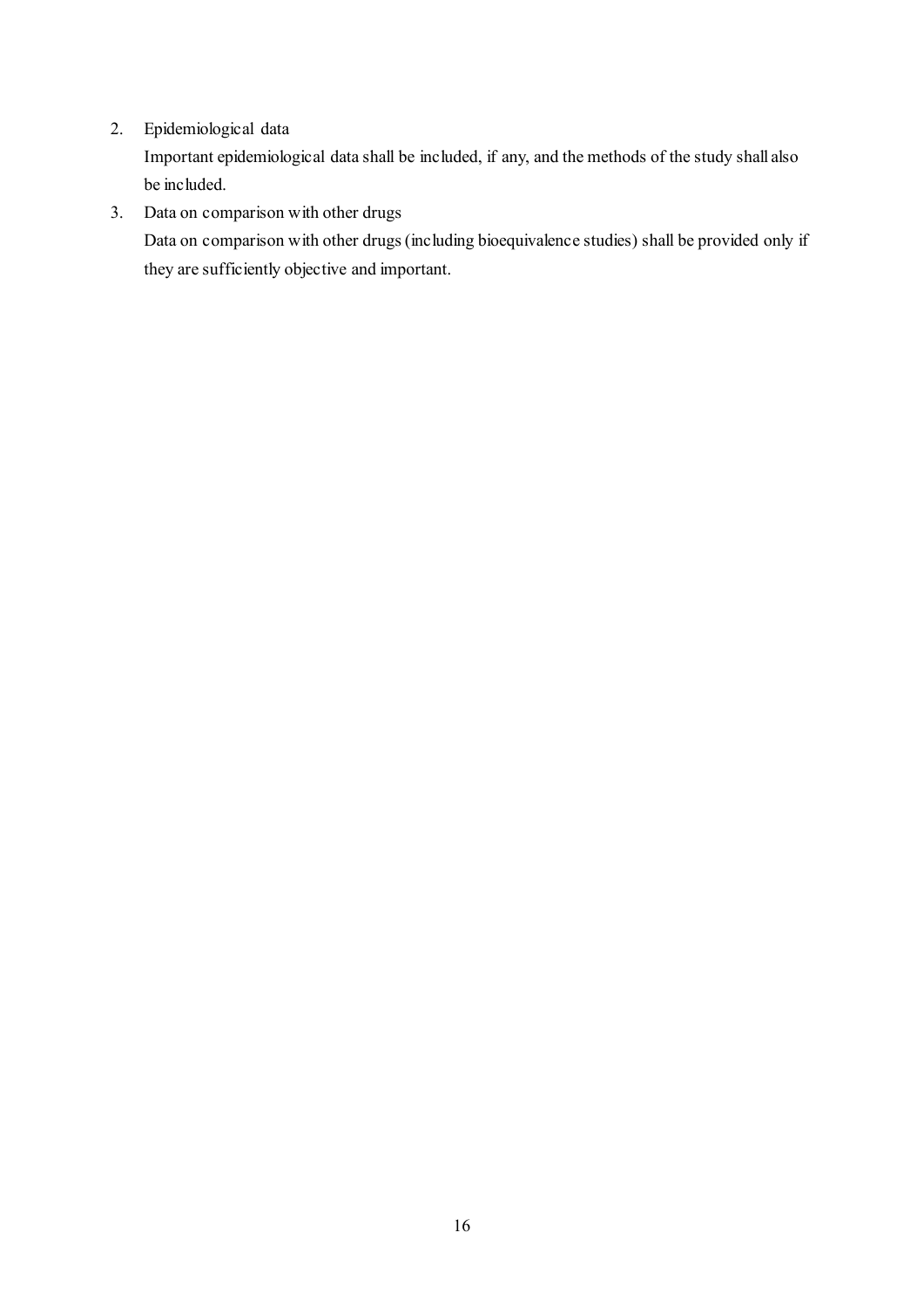2. Epidemiological data

   Important epidemiological data shall be included, if any, and the methods of the study shall also be included.

3. Data on comparison with other drugs

   Data on comparison with other drugs (including bioequivalence studies) shall be provided only if they are sufficiently objective and important.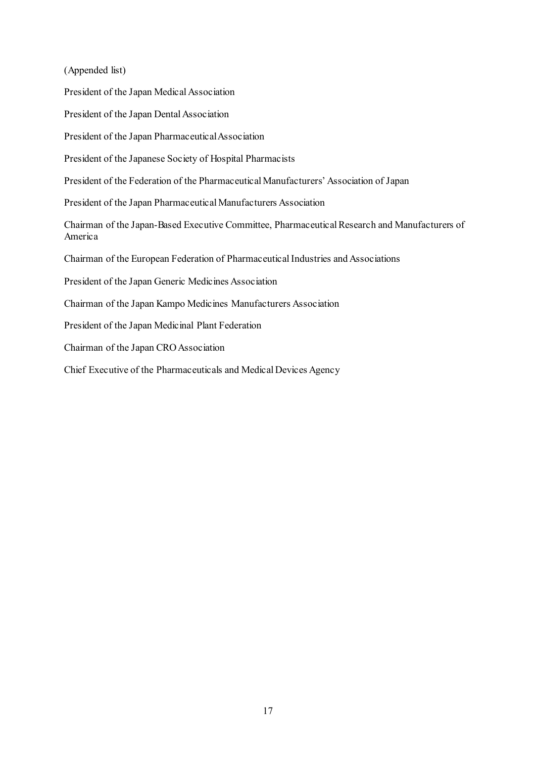(Appended list)

President of the Japan Medical Association

President of the Japan Dental Association

President of the Japan Pharmaceutical Association

President of the Japanese Society of Hospital Pharmacists

President of the Federation of the Pharmaceutical Manufacturers' Association of Japan

President of the Japan Pharmaceutical Manufacturers Association

Chairman of the Japan-Based Executive Committee, Pharmaceutical Research and Manufacturers of America

Chairman of the European Federation of Pharmaceutical Industries and Associations

President of the Japan Generic Medicines Association

Chairman of the Japan Kampo Medicines Manufacturers Association

President of the Japan Medicinal Plant Federation

Chairman of the Japan CRO Association

Chief Executive of the Pharmaceuticals and Medical Devices Agency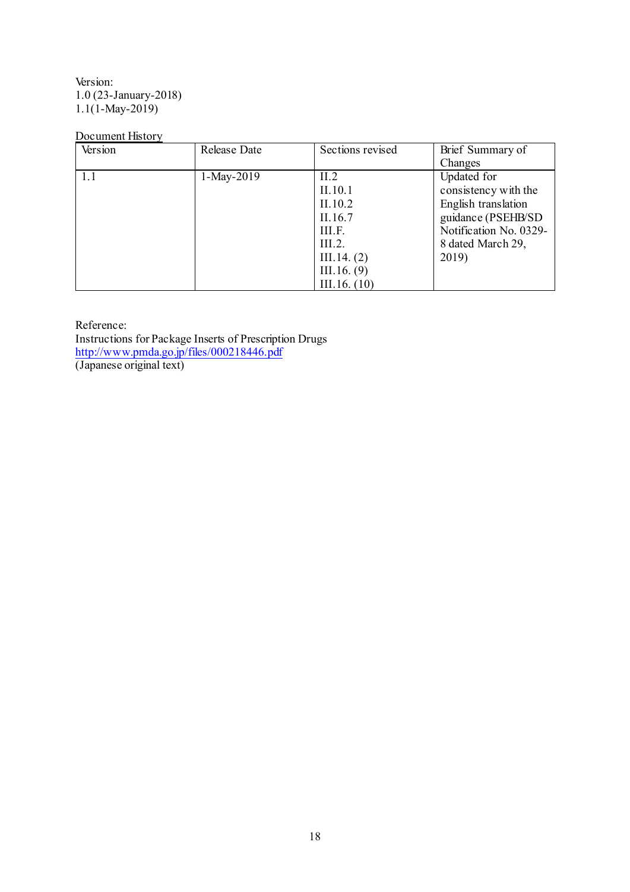Version:
1.0 (23-January-2018)
1.1(1-May-2019)

Document History

| Version | Release Date | Sections revised | Brief Summary of Changes |
|---|---|---|---|
| 1.1 | 1-May-2019 | II.2<br>II.10.1<br>II.10.2<br>II.16.7<br>III.F.<br>III.2.<br>III.14. (2)<br>III.16. (9)<br>III.16. (10) | Updated for consistency with the English translation guidance (PSEHB/SD Notification No. 0329-8 dated March 29, 2019) |

Reference:
Instructions for Package Inserts of Prescription Drugs
http://www.pmda.go.jp/files/000218446.pdf
(Japanese original text)